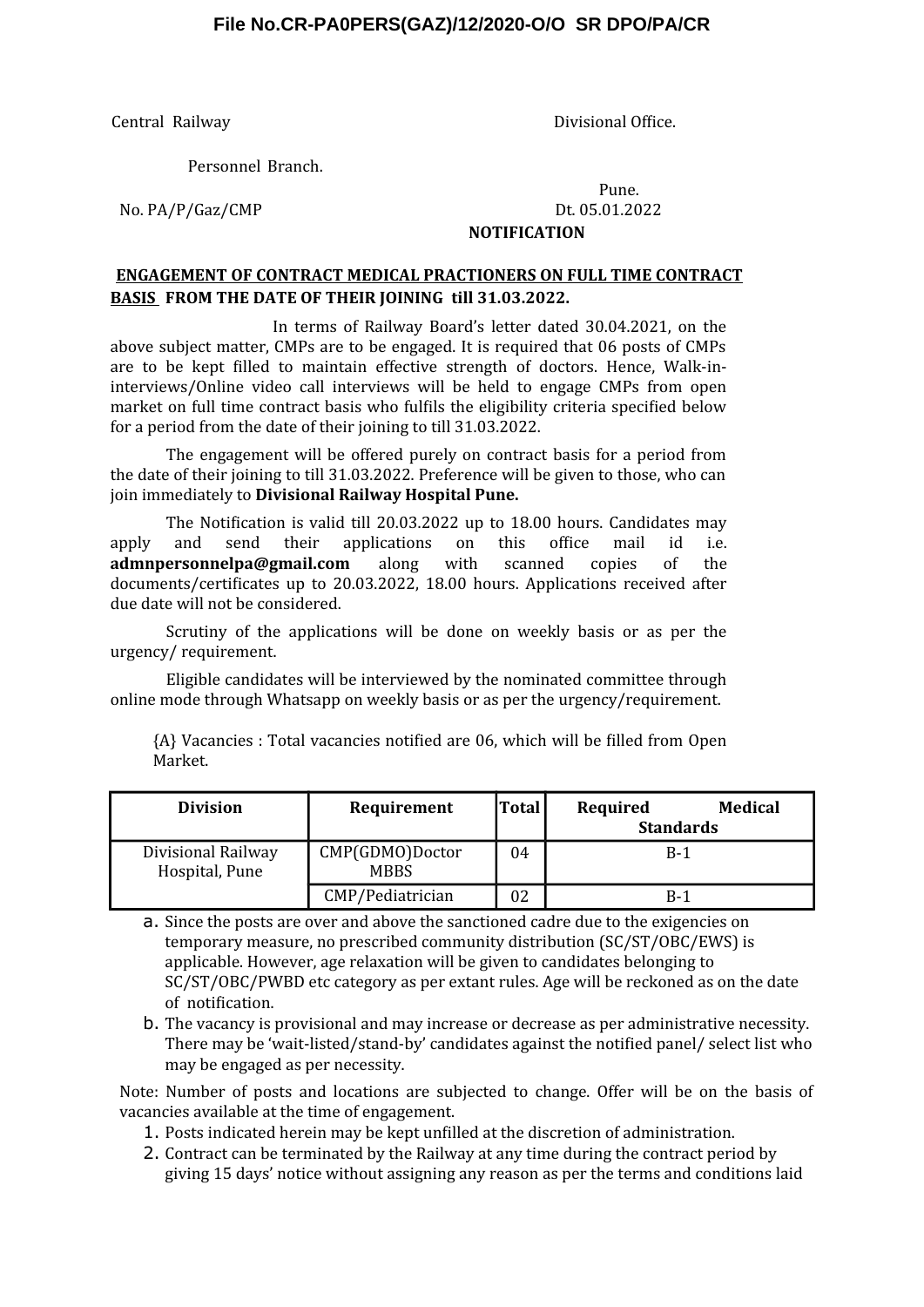Central Railway Divisional Office.

Personnel Branch.

Pune.

No. PA/P/Gaz/CMP Dt. 05.01.2022

**NOTIFICATION**

**ENGAGEMENT OF CONTRACT MEDICAL PRACTIONERS ON FULL TIME CONTRACT BASIS FROM THE DATE OF THEIR JOINING till 31.03.2022.**

In terms of Railway Board's letter dated 30.04.2021, on the above subject matter, CMPs are to be engaged. It is required that 06 posts of CMPs are to be kept filled to maintain effective strength of doctors. Hence, Walk-in-interviews/Online video call interviews will be held to engage CMPs from open market on full time contract basis who fulfils the eligibility criteria specified below for a period from the date of their joining to till 31.03.2022.

The engagement will be offered purely on contract basis for a period from the date of their joining to till 31.03.2022. Preference will be given to those, who can join immediately to **Divisional Railway Hospital Pune.**

The Notification is valid till 20.03.2022 up to 18.00 hours. Candidates may apply and send their applications on this office mail id i.e. **admnpersonnelpa@gmail.com** along with scanned copies of the documents/certificates up to 20.03.2022, 18.00 hours. Applications received after due date will not be considered.

Scrutiny of the applications will be done on weekly basis or as per the urgency/ requirement.

Eligible candidates will be interviewed by the nominated committee through online mode through Whatsapp on weekly basis or as per the urgency/requirement.

{A} Vacancies : Total vacancies notified are 06, which will be filled from Open Market.

| Division | Requirement | Total | Required Medical Standards |
|---|---|---|---|
| Divisional Railway Hospital, Pune | CMP(GDMO)Doctor MBBS | 04 | B-1 |
| | CMP/Pediatrician | 02 | B-1 |

a. Since the posts are over and above the sanctioned cadre due to the exigencies on temporary measure, no prescribed community distribution (SC/ST/OBC/EWS) is applicable. However, age relaxation will be given to candidates belonging to SC/ST/OBC/PWBD etc category as per extant rules. Age will be reckoned as on the date of notification.

b. The vacancy is provisional and may increase or decrease as per administrative necessity. There may be 'wait-listed/stand-by' candidates against the notified panel/ select list who may be engaged as per necessity.

Note: Number of posts and locations are subjected to change. Offer will be on the basis of vacancies available at the time of engagement.

1. Posts indicated herein may be kept unfilled at the discretion of administration.
2. Contract can be terminated by the Railway at any time during the contract period by giving 15 days' notice without assigning any reason as per the terms and conditions laid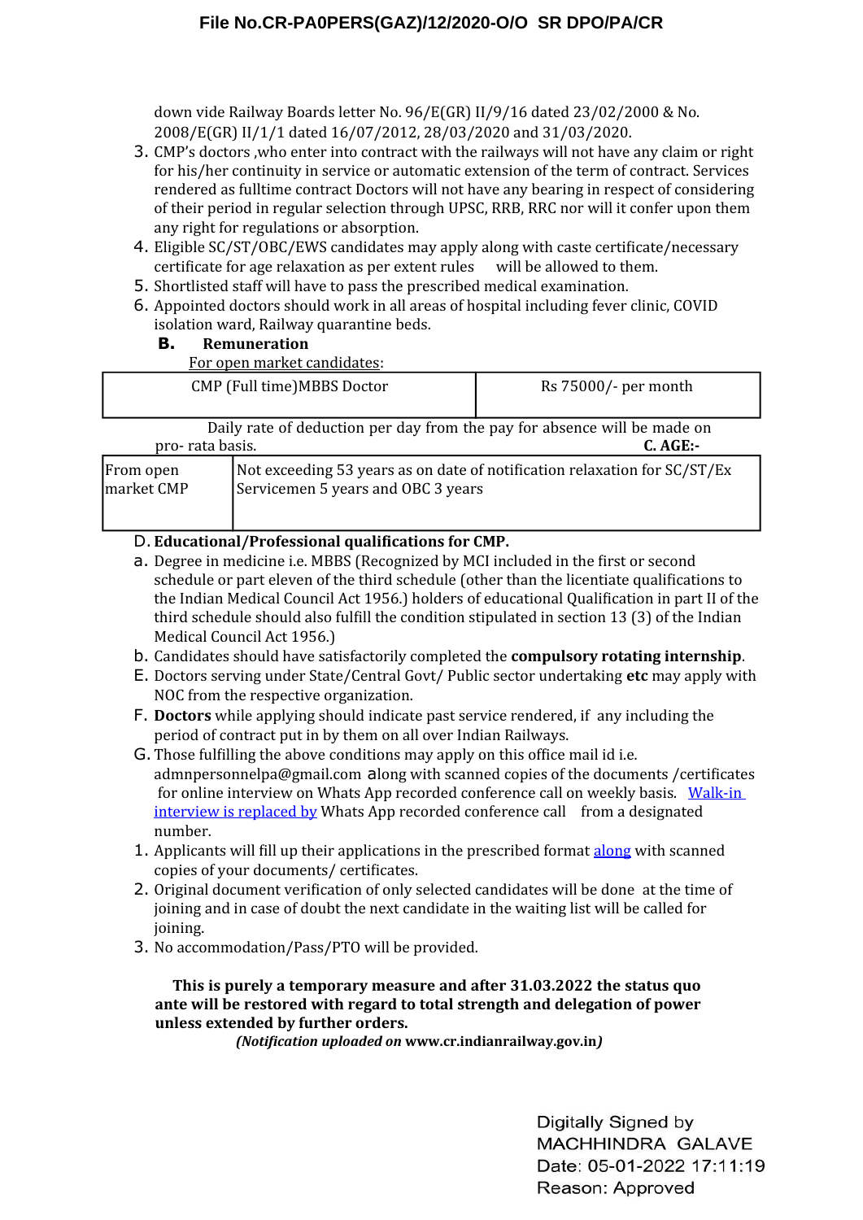down vide Railway Boards letter No. 96/E(GR) II/9/16 dated 23/02/2000 & No. 2008/E(GR) II/1/1 dated 16/07/2012, 28/03/2020 and 31/03/2020.

3. CMP's doctors ,who enter into contract with the railways will not have any claim or right for his/her continuity in service or automatic extension of the term of contract. Services rendered as fulltime contract Doctors will not have any bearing in respect of considering of their period in regular selection through UPSC, RRB, RRC nor will it confer upon them any right for regulations or absorption.
4. Eligible SC/ST/OBC/EWS candidates may apply along with caste certificate/necessary certificate for age relaxation as per extent rules will be allowed to them.
5. Shortlisted staff will have to pass the prescribed medical examination.
6. Appointed doctors should work in all areas of hospital including fever clinic, COVID isolation ward, Railway quarantine beds.

**B. Remuneration**

For open market candidates:

| CMP (Full time)MBBS Doctor | Rs 75000/- per month |
|---|---|

Daily rate of deduction per day from the pay for absence will be made on pro- rata basis.

**C. AGE:-**

| From open market CMP | Not exceeding 53 years as on date of notification relaxation for SC/ST/Ex Servicemen 5 years and OBC 3 years |
|---|---|

D. **Educational/Professional qualifications for CMP.**

a. Degree in medicine i.e. MBBS (Recognized by MCI included in the first or second schedule or part eleven of the third schedule (other than the licentiate qualifications to the Indian Medical Council Act 1956.) holders of educational Qualification in part II of the third schedule should also fulfill the condition stipulated in section 13 (3) of the Indian Medical Council Act 1956.)

b. Candidates should have satisfactorily completed the **compulsory rotating internship**.

E. Doctors serving under State/Central Govt/ Public sector undertaking **etc** may apply with NOC from the respective organization.

F. **Doctors** while applying should indicate past service rendered, if any including the period of contract put in by them on all over Indian Railways.

G. Those fulfilling the above conditions may apply on this office mail id i.e. admnpersonnelpa@gmail.com along with scanned copies of the documents /certificates for online interview on Whats App recorded conference call on weekly basis. Walk-in interview is replaced by Whats App recorded conference call from a designated number.

1. Applicants will fill up their applications in the prescribed format along with scanned copies of your documents/ certificates.
2. Original document verification of only selected candidates will be done at the time of joining and in case of doubt the next candidate in the waiting list will be called for joining.
3. No accommodation/Pass/PTO will be provided.

**This is purely a temporary measure and after 31.03.2022 the status quo ante will be restored with regard to total strength and delegation of power unless extended by further orders.**

***(Notification uploaded on*** **www.cr.indianrailway.gov.in*)***

Digitally Signed by MACHHINDRA GALAVE
Date: 05-01-2022 17:11:19
Reason: Approved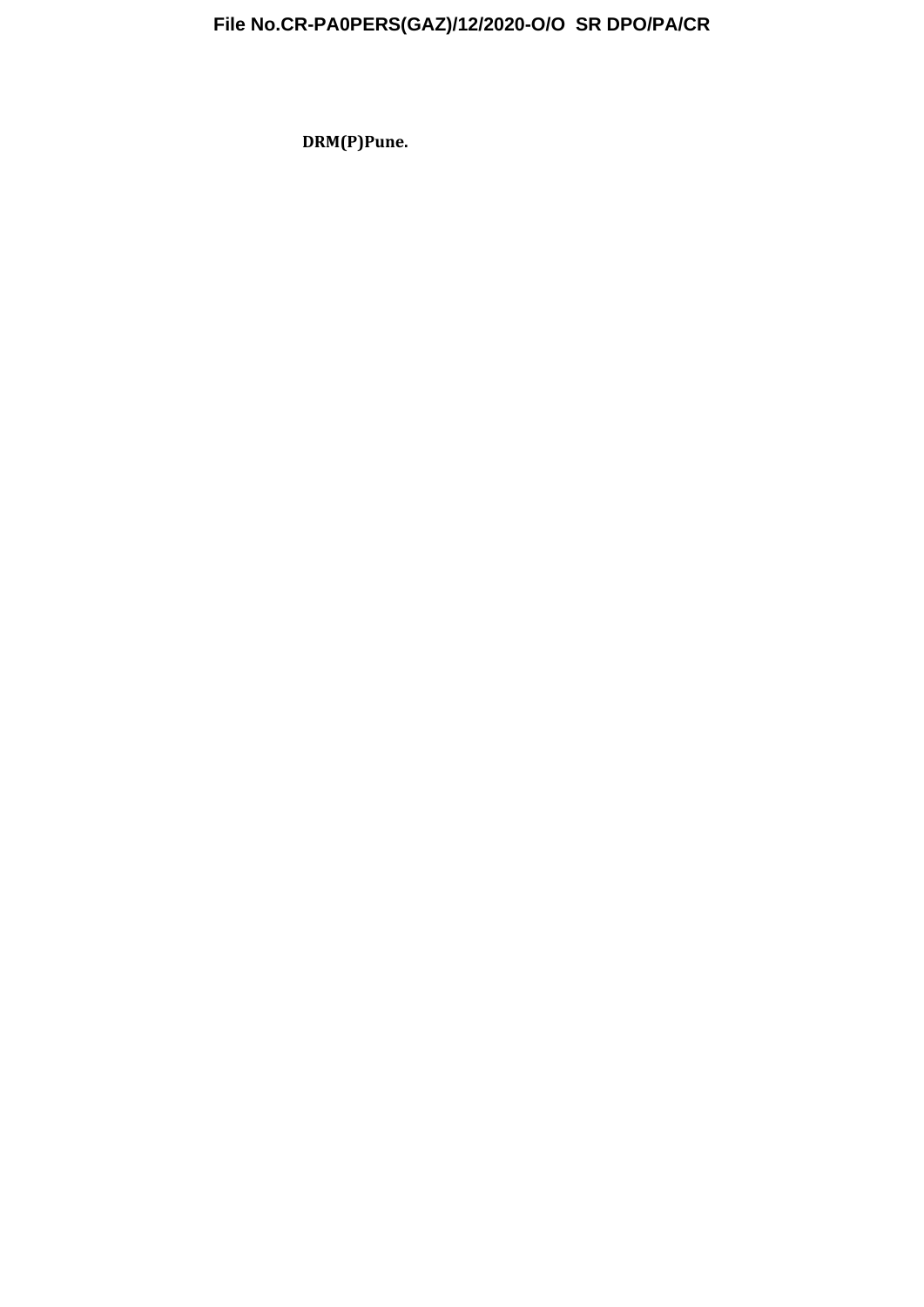**DRM(P)Pune.**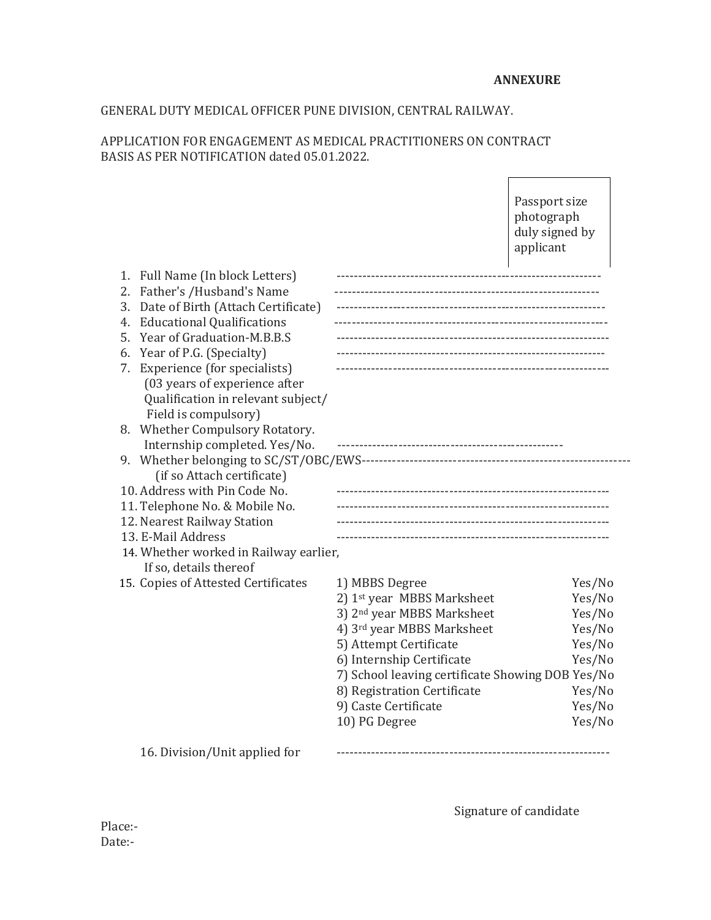**ANNEXURE**

GENERAL DUTY MEDICAL OFFICER PUNE DIVISION, CENTRAL RAILWAY.

APPLICATION FOR ENGAGEMENT AS MEDICAL PRACTITIONERS ON CONTRACT BASIS AS PER NOTIFICATION dated 05.01.2022.

Passport size photograph duly signed by applicant

1. Full Name (In block Letters) --------------------------------------------------------------
2. Father's /Husband's Name --------------------------------------------------------------
3. Date of Birth (Attach Certificate) --------------------------------------------------------------
4. Educational Qualifications --------------------------------------------------------------
5. Year of Graduation-M.B.B.S --------------------------------------------------------------
6. Year of P.G. (Specialty) --------------------------------------------------------------
7. Experience (for specialists) (03 years of experience after Qualification in relevant subject/ Field is compulsory) --------------------------------------------------------------
8. Whether Compulsory Rotatory. Internship completed. Yes/No. ----------------------------------------------------
9. Whether belonging to SC/ST/OBC/EWS-------------------------------------------------------------- (if so Attach certificate)
10. Address with Pin Code No. --------------------------------------------------------------
11. Telephone No. & Mobile No. --------------------------------------------------------------
12. Nearest Railway Station --------------------------------------------------------------
13. E-Mail Address --------------------------------------------------------------
14. Whether worked in Railway earlier, If so, details thereof
15. Copies of Attested Certificates

| | |
|---|---|
| 1) MBBS Degree | Yes/No |
| 2) 1st year MBBS Marksheet | Yes/No |
| 3) 2nd year MBBS Marksheet | Yes/No |
| 4) 3rd year MBBS Marksheet | Yes/No |
| 5) Attempt Certificate | Yes/No |
| 6) Internship Certificate | Yes/No |
| 7) School leaving certificate Showing DOB | Yes/No |
| 8) Registration Certificate | Yes/No |
| 9) Caste Certificate | Yes/No |
| 10) PG Degree | Yes/No |

16. Division/Unit applied for --------------------------------------------------------------

Signature of candidate

Place:-

Date:-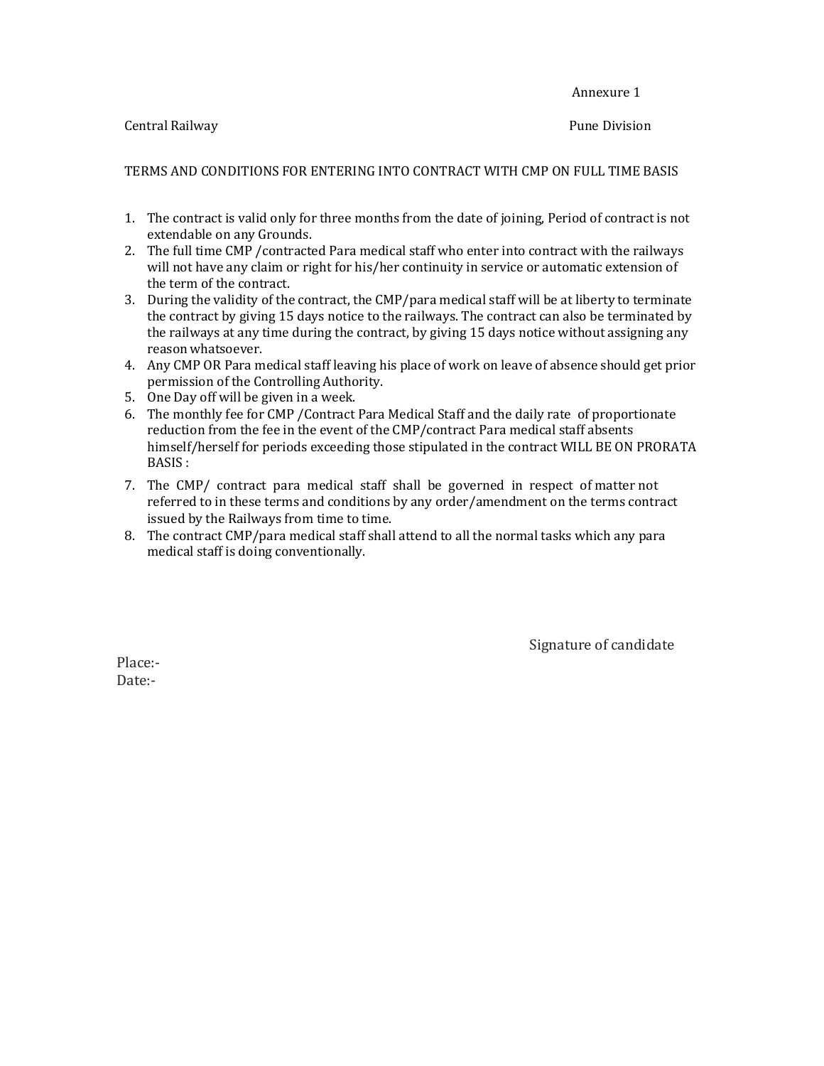Annexure 1

Central Railway Pune Division

TERMS AND CONDITIONS FOR ENTERING INTO CONTRACT WITH CMP ON FULL TIME BASIS

1. The contract is valid only for three months from the date of joining, Period of contract is not extendable on any Grounds.
2. The full time CMP /contracted Para medical staff who enter into contract with the railways will not have any claim or right for his/her continuity in service or automatic extension of the term of the contract.
3. During the validity of the contract, the CMP/para medical staff will be at liberty to terminate the contract by giving 15 days notice to the railways. The contract can also be terminated by the railways at any time during the contract, by giving 15 days notice without assigning any reason whatsoever.
4. Any CMP OR Para medical staff leaving his place of work on leave of absence should get prior permission of the Controlling Authority.
5. One Day off will be given in a week.
6. The monthly fee for CMP /Contract Para Medical Staff and the daily rate of proportionate reduction from the fee in the event of the CMP/contract Para medical staff absents himself/herself for periods exceeding those stipulated in the contract WILL BE ON PRORATA BASIS :
7. The CMP/ contract para medical staff shall be governed in respect of matter not referred to in these terms and conditions by any order/amendment on the terms contract issued by the Railways from time to time.
8. The contract CMP/para medical staff shall attend to all the normal tasks which any para medical staff is doing conventionally.

Signature of candidate

Place:-

Date:-